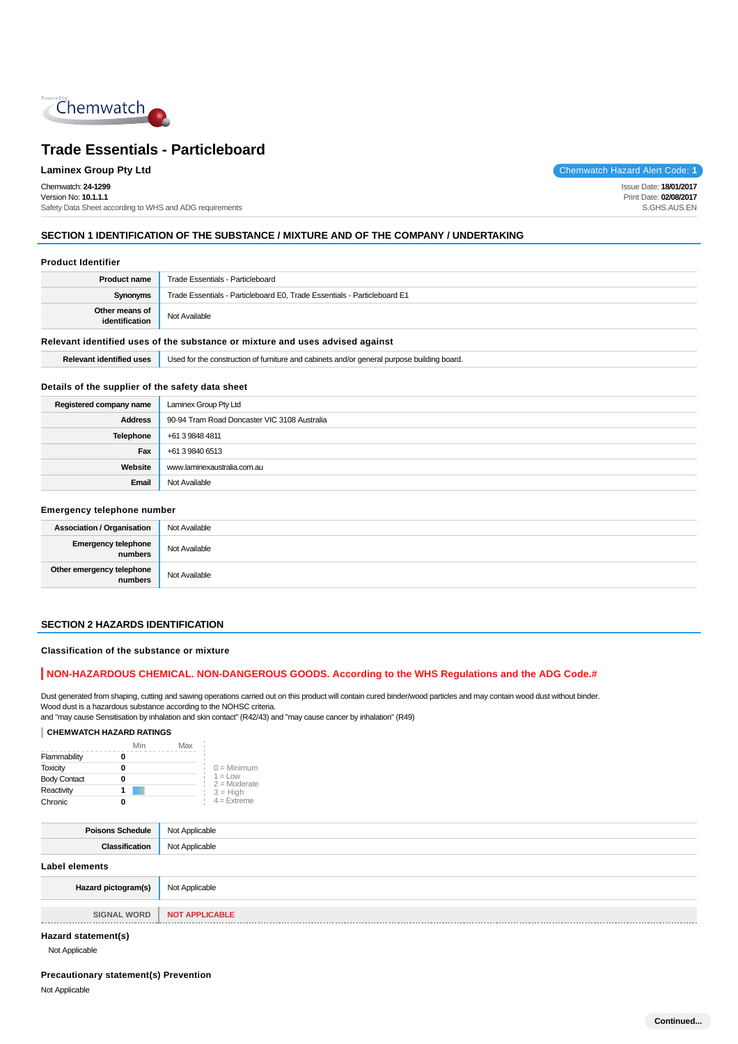# Trade Essentials - Particleboard

**Laminex Group Pty Ltd**

Chemwatch Hazard Alert Code: **1**

Chemwatch: **24-1299**
Version No: **10.1.1.1**
Safety Data Sheet according to WHS and ADG requirements

Issue Date: **18/01/2017**
Print Date: **02/08/2017**
S.GHS.AUS.EN

## SECTION 1 IDENTIFICATION OF THE SUBSTANCE / MIXTURE AND OF THE COMPANY / UNDERTAKING

### Product Identifier

| | |
|---|---|
| **Product name** | Trade Essentials - Particleboard |
| **Synonyms** | Trade Essentials - Particleboard E0, Trade Essentials - Particleboard E1 |
| **Other means of identification** | Not Available |

### Relevant identified uses of the substance or mixture and uses advised against

| | |
|---|---|
| **Relevant identified uses** | Used for the construction of furniture and cabinets and/or general purpose building board. |

### Details of the supplier of the safety data sheet

| | |
|---|---|
| **Registered company name** | Laminex Group Pty Ltd |
| **Address** | 90-94 Tram Road Doncaster VIC 3108 Australia |
| **Telephone** | +61 3 9848 4811 |
| **Fax** | +61 3 9840 6513 |
| **Website** | www.laminexaustralia.com.au |
| **Email** | Not Available |

### Emergency telephone number

| | |
|---|---|
| **Association / Organisation** | Not Available |
| **Emergency telephone numbers** | Not Available |
| **Other emergency telephone numbers** | Not Available |

## SECTION 2 HAZARDS IDENTIFICATION

### Classification of the substance or mixture

**NON-HAZARDOUS CHEMICAL. NON-DANGEROUS GOODS. According to the WHS Regulations and the ADG Code.#**

Dust generated from shaping, cutting and sawing operations carried out on this product will contain cured binder/wood particles and may contain wood dust without binder.
Wood dust is a hazardous substance according to the NOHSC criteria.
and "may cause Sensitisation by inhalation and skin contact" (R42/43) and "may cause cancer by inhalation" (R49)

**CHEMWATCH HAZARD RATINGS**

| | Min | Max |
|---|---|---|
| Flammability | 0 | |
| Toxicity | 0 | |
| Body Contact | 0 | |
| Reactivity | 1 | |
| Chronic | 0 | |

0 = Minimum
1 = Low
2 = Moderate
3 = High
4 = Extreme

| | |
|---|---|
| **Poisons Schedule** | Not Applicable |
| **Classification** | Not Applicable |

### Label elements

| | |
|---|---|
| **Hazard pictogram(s)** | Not Applicable |
| **SIGNAL WORD** | **NOT APPLICABLE** |

### Hazard statement(s)

Not Applicable

### Precautionary statement(s) Prevention

Not Applicable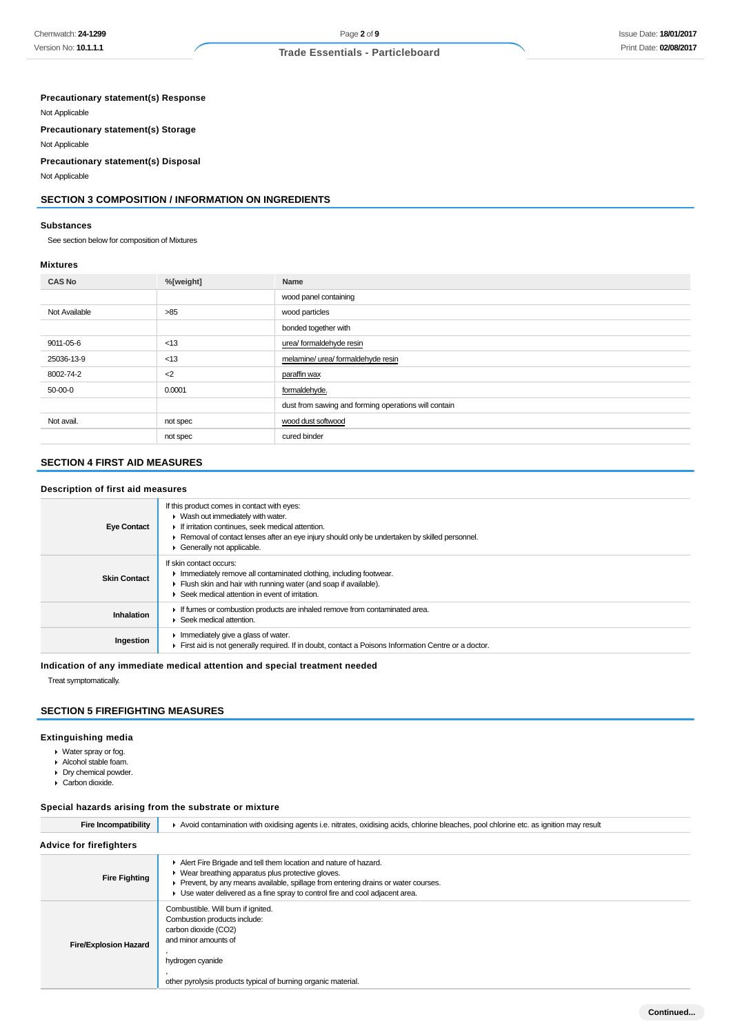**Precautionary statement(s) Response**

Not Applicable

**Precautionary statement(s) Storage**

Not Applicable

**Precautionary statement(s) Disposal**

Not Applicable

## SECTION 3 COMPOSITION / INFORMATION ON INGREDIENTS

### Substances

See section below for composition of Mixtures

### Mixtures

| CAS No | %[weight] | Name |
|---|---|---|
| | | wood panel containing |
| Not Available | >85 | wood particles |
| | | bonded together with |
| 9011-05-6 | <13 | urea/ formaldehyde resin |
| 25036-13-9 | <13 | melamine/ urea/ formaldehyde resin |
| 8002-74-2 | <2 | paraffin wax |
| 50-00-0 | 0.0001 | formaldehyde. |
| | | dust from sawing and forming operations will contain |
| Not avail. | not spec | wood dust softwood |
| | not spec | cured binder |

## SECTION 4 FIRST AID MEASURES

### Description of first aid measures

| | |
|---|---|
| **Eye Contact** | If this product comes in contact with eyes:<br>▸ Wash out immediately with water.<br>▸ If irritation continues, seek medical attention.<br>▸ Removal of contact lenses after an eye injury should only be undertaken by skilled personnel.<br>▸ Generally not applicable. |
| **Skin Contact** | If skin contact occurs:<br>▸ Immediately remove all contaminated clothing, including footwear.<br>▸ Flush skin and hair with running water (and soap if available).<br>▸ Seek medical attention in event of irritation. |
| **Inhalation** | ▸ If fumes or combustion products are inhaled remove from contaminated area.<br>▸ Seek medical attention. |
| **Ingestion** | ▸ Immediately give a glass of water.<br>▸ First aid is not generally required. If in doubt, contact a Poisons Information Centre or a doctor. |

### Indication of any immediate medical attention and special treatment needed

Treat symptomatically.

## SECTION 5 FIREFIGHTING MEASURES

### Extinguishing media

- Water spray or fog.
- Alcohol stable foam.
- Dry chemical powder.
- Carbon dioxide.

### Special hazards arising from the substrate or mixture

| | |
|---|---|
| **Fire Incompatibility** | ▸ Avoid contamination with oxidising agents i.e. nitrates, oxidising acids, chlorine bleaches, pool chlorine etc. as ignition may result |

### Advice for firefighters

| | |
|---|---|
| **Fire Fighting** | ▸ Alert Fire Brigade and tell them location and nature of hazard.<br>▸ Wear breathing apparatus plus protective gloves.<br>▸ Prevent, by any means available, spillage from entering drains or water courses.<br>▸ Use water delivered as a fine spray to control fire and cool adjacent area. |
| **Fire/Explosion Hazard** | Combustible. Will burn if ignited.<br>Combustion products include:<br>carbon dioxide ($CO_2$)<br>and minor amounts of<br>,<br>hydrogen cyanide<br>,<br>other pyrolysis products typical of burning organic material. |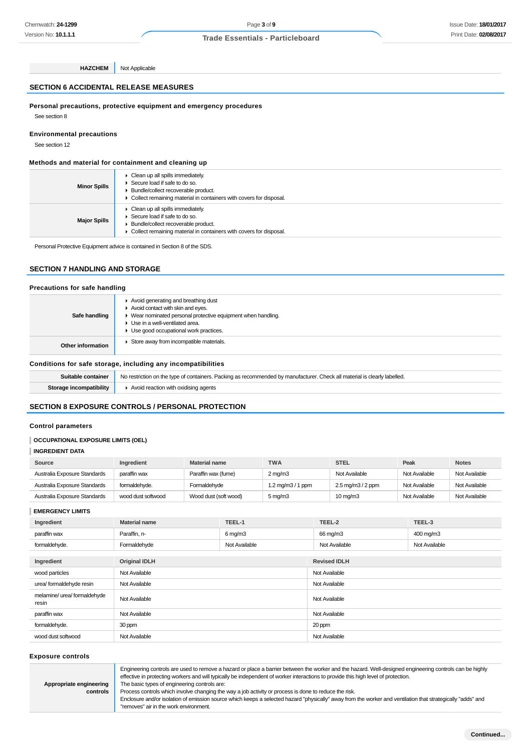| HAZCHEM | Not Applicable |
|---|---|

## SECTION 6 ACCIDENTAL RELEASE MEASURES

### Personal precautions, protective equipment and emergency procedures

See section 8

### Environmental precautions

See section 12

### Methods and material for containment and cleaning up

| | |
|---|---|
| **Minor Spills** | ▸ Clean up all spills immediately.<br>▸ Secure load if safe to do so.<br>▸ Bundle/collect recoverable product.<br>▸ Collect remaining material in containers with covers for disposal. |
| **Major Spills** | ▸ Clean up all spills immediately.<br>▸ Secure load if safe to do so.<br>▸ Bundle/collect recoverable product.<br>▸ Collect remaining material in containers with covers for disposal. |

Personal Protective Equipment advice is contained in Section 8 of the SDS.

## SECTION 7 HANDLING AND STORAGE

### Precautions for safe handling

| | |
|---|---|
| **Safe handling** | ▸ Avoid generating and breathing dust<br>▸ Avoid contact with skin and eyes.<br>▸ Wear nominated personal protective equipment when handling.<br>▸ Use in a well-ventilated area.<br>▸ Use good occupational work practices. |
| **Other information** | ▸ Store away from incompatible materials. |

### Conditions for safe storage, including any incompatibilities

| | |
|---|---|
| **Suitable container** | No restriction on the type of containers. Packing as recommended by manufacturer. Check all material is clearly labelled. |
| **Storage incompatibility** | ▸ Avoid reaction with oxidising agents |

## SECTION 8 EXPOSURE CONTROLS / PERSONAL PROTECTION

### Control parameters

**OCCUPATIONAL EXPOSURE LIMITS (OEL)**

**INGREDIENT DATA**

| Source | Ingredient | Material name | TWA | STEL | Peak | Notes |
|---|---|---|---|---|---|---|
| Australia Exposure Standards | paraffin wax | Paraffin wax (fume) | 2 mg/m3 | Not Available | Not Available | Not Available |
| Australia Exposure Standards | formaldehyde. | Formaldehyde | 1.2 mg/m3 / 1 ppm | 2.5 mg/m3 / 2 ppm | Not Available | Not Available |
| Australia Exposure Standards | wood dust softwood | Wood dust (soft wood) | 5 mg/m3 | 10 mg/m3 | Not Available | Not Available |

**EMERGENCY LIMITS**

| Ingredient | Material name | TEEL-1 | TEEL-2 | TEEL-3 |
|---|---|---|---|---|
| paraffin wax | Paraffin, n- | 6 mg/m3 | 66 mg/m3 | 400 mg/m3 |
| formaldehyde. | Formaldehyde | Not Available | Not Available | Not Available |

| Ingredient | Original IDLH | Revised IDLH |
|---|---|---|
| wood particles | Not Available | Not Available |
| urea/ formaldehyde resin | Not Available | Not Available |
| melamine/ urea/ formaldehyde resin | Not Available | Not Available |
| paraffin wax | Not Available | Not Available |
| formaldehyde. | 30 ppm | 20 ppm |
| wood dust softwood | Not Available | Not Available |

### Exposure controls

| | |
|---|---|
| **Appropriate engineering controls** | Engineering controls are used to remove a hazard or place a barrier between the worker and the hazard. Well-designed engineering controls can be highly effective in protecting workers and will typically be independent of worker interactions to provide this high level of protection.<br>The basic types of engineering controls are:<br>Process controls which involve changing the way a job activity or process is done to reduce the risk.<br>Enclosure and/or isolation of emission source which keeps a selected hazard "physically" away from the worker and ventilation that strategically "adds" and "removes" air in the work environment. |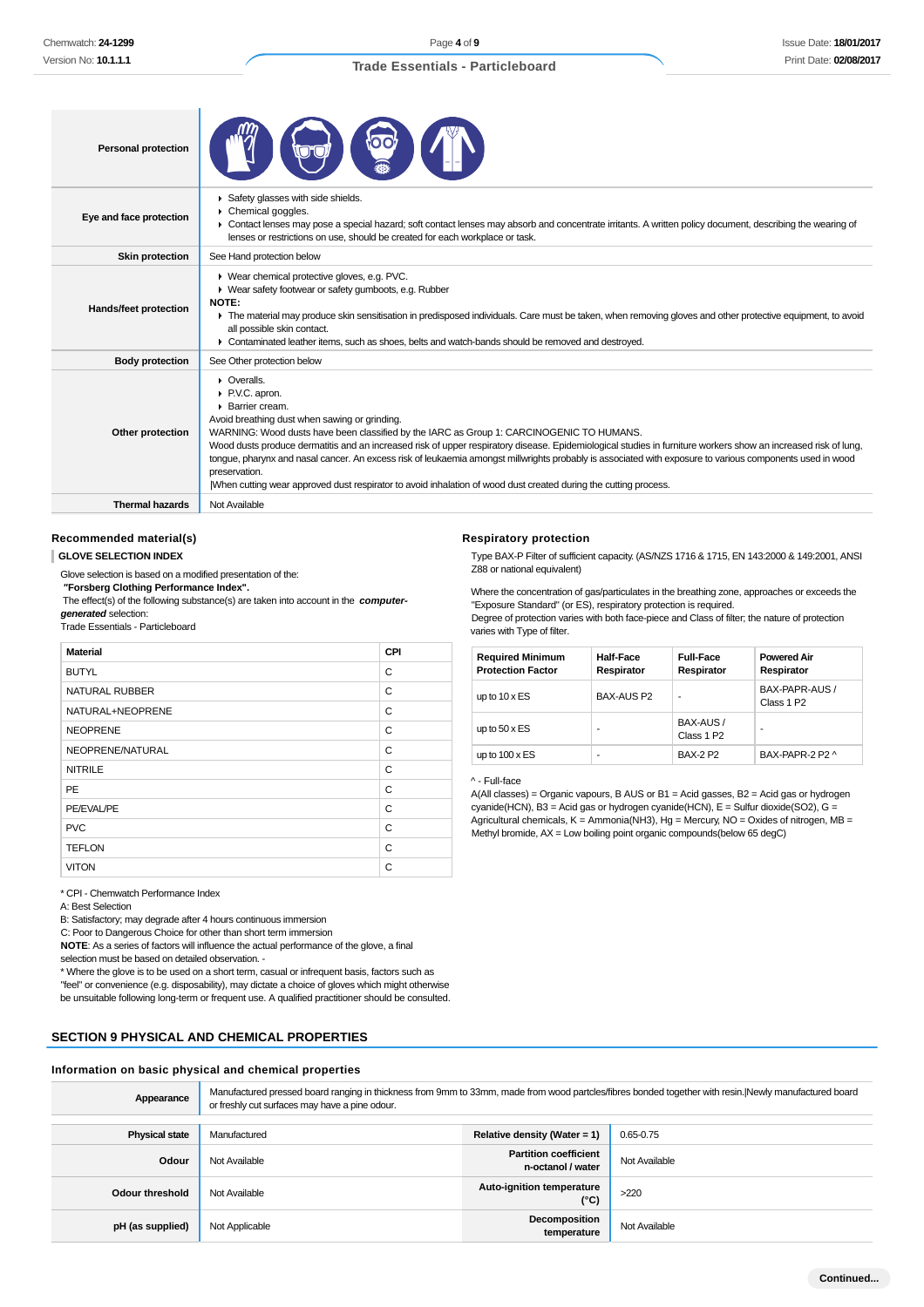| | |
|---|---|
| **Personal protection** | |
| **Eye and face protection** | ▸ Safety glasses with side shields.<br>▸ Chemical goggles.<br>▸ Contact lenses may pose a special hazard; soft contact lenses may absorb and concentrate irritants. A written policy document, describing the wearing of lenses or restrictions on use, should be created for each workplace or task. |
| **Skin protection** | See Hand protection below |
| **Hands/feet protection** | ▸ Wear chemical protective gloves, e.g. PVC.<br>▸ Wear safety footwear or safety gumboots, e.g. Rubber<br>**NOTE:**<br>▸ The material may produce skin sensitisation in predisposed individuals. Care must be taken, when removing gloves and other protective equipment, to avoid all possible skin contact.<br>▸ Contaminated leather items, such as shoes, belts and watch-bands should be removed and destroyed. |
| **Body protection** | See Other protection below |
| **Other protection** | ▸ Overalls.<br>▸ P.V.C. apron.<br>▸ Barrier cream.<br>Avoid breathing dust when sawing or grinding.<br>WARNING: Wood dusts have been classified by the IARC as Group 1: CARCINOGENIC TO HUMANS.<br>Wood dusts produce dermatitis and an increased risk of upper respiratory disease. Epidemiological studies in furniture workers show an increased risk of lung, tongue, pharynx and nasal cancer. An excess risk of leukaemia amongst millwrights probably is associated with exposure to various components used in wood preservation.<br>\|When cutting wear approved dust respirator to avoid inhalation of wood dust created during the cutting process. |
| **Thermal hazards** | Not Available |

### Recommended material(s)

**GLOVE SELECTION INDEX**

Glove selection is based on a modified presentation of the:
**"Forsberg Clothing Performance Index".**
The effect(s) of the following substance(s) are taken into account in the ***computer-generated*** selection:
Trade Essentials - Particleboard

| Material | CPI |
|---|---|
| BUTYL | C |
| NATURAL RUBBER | C |
| NATURAL+NEOPRENE | C |
| NEOPRENE | C |
| NEOPRENE/NATURAL | C |
| NITRILE | C |
| PE | C |
| PE/EVAL/PE | C |
| PVC | C |
| TEFLON | C |
| VITON | C |

* CPI - Chemwatch Performance Index
A: Best Selection
B: Satisfactory; may degrade after 4 hours continuous immersion
C: Poor to Dangerous Choice for other than short term immersion
**NOTE**: As a series of factors will influence the actual performance of the glove, a final selection must be based on detailed observation. -
* Where the glove is to be used on a short term, casual or infrequent basis, factors such as "feel" or convenience (e.g. disposability), may dictate a choice of gloves which might otherwise be unsuitable following long-term or frequent use. A qualified practitioner should be consulted.

### Respiratory protection

Type BAX-P Filter of sufficient capacity. (AS/NZS 1716 & 1715, EN 143:2000 & 149:2001, ANSI Z88 or national equivalent)

Where the concentration of gas/particulates in the breathing zone, approaches or exceeds the "Exposure Standard" (or ES), respiratory protection is required.
Degree of protection varies with both face-piece and Class of filter; the nature of protection varies with Type of filter.

| Required Minimum Protection Factor | Half-Face Respirator | Full-Face Respirator | Powered Air Respirator |
|---|---|---|---|
| up to 10 x ES | BAX-AUS P2 | - | BAX-PAPR-AUS / Class 1 P2 |
| up to 50 x ES | - | BAX-AUS / Class 1 P2 | - |
| up to 100 x ES | - | BAX-2 P2 | BAX-PAPR-2 P2 ^ |

^ - Full-face
A(All classes) = Organic vapours, B AUS or B1 = Acid gasses, B2 = Acid gas or hydrogen cyanide(HCN), B3 = Acid gas or hydrogen cyanide(HCN), E = Sulfur dioxide(SO2), G = Agricultural chemicals, K = Ammonia(NH3), Hg = Mercury, NO = Oxides of nitrogen, MB = Methyl bromide, AX = Low boiling point organic compounds(below 65 degC)

## SECTION 9 PHYSICAL AND CHEMICAL PROPERTIES

### Information on basic physical and chemical properties

| | | | |
|---|---|---|---|
| **Appearance** | Manufactured pressed board ranging in thickness from 9mm to 33mm, made from wood partcles/fibres bonded together with resin.\|Newly manufactured board or freshly cut surfaces may have a pine odour. | | |
| **Physical state** | Manufactured | **Relative density (Water = 1)** | 0.65-0.75 |
| **Odour** | Not Available | **Partition coefficient n-octanol / water** | Not Available |
| **Odour threshold** | Not Available | **Auto-ignition temperature (°C)** | >220 |
| **pH (as supplied)** | Not Applicable | **Decomposition temperature** | Not Available |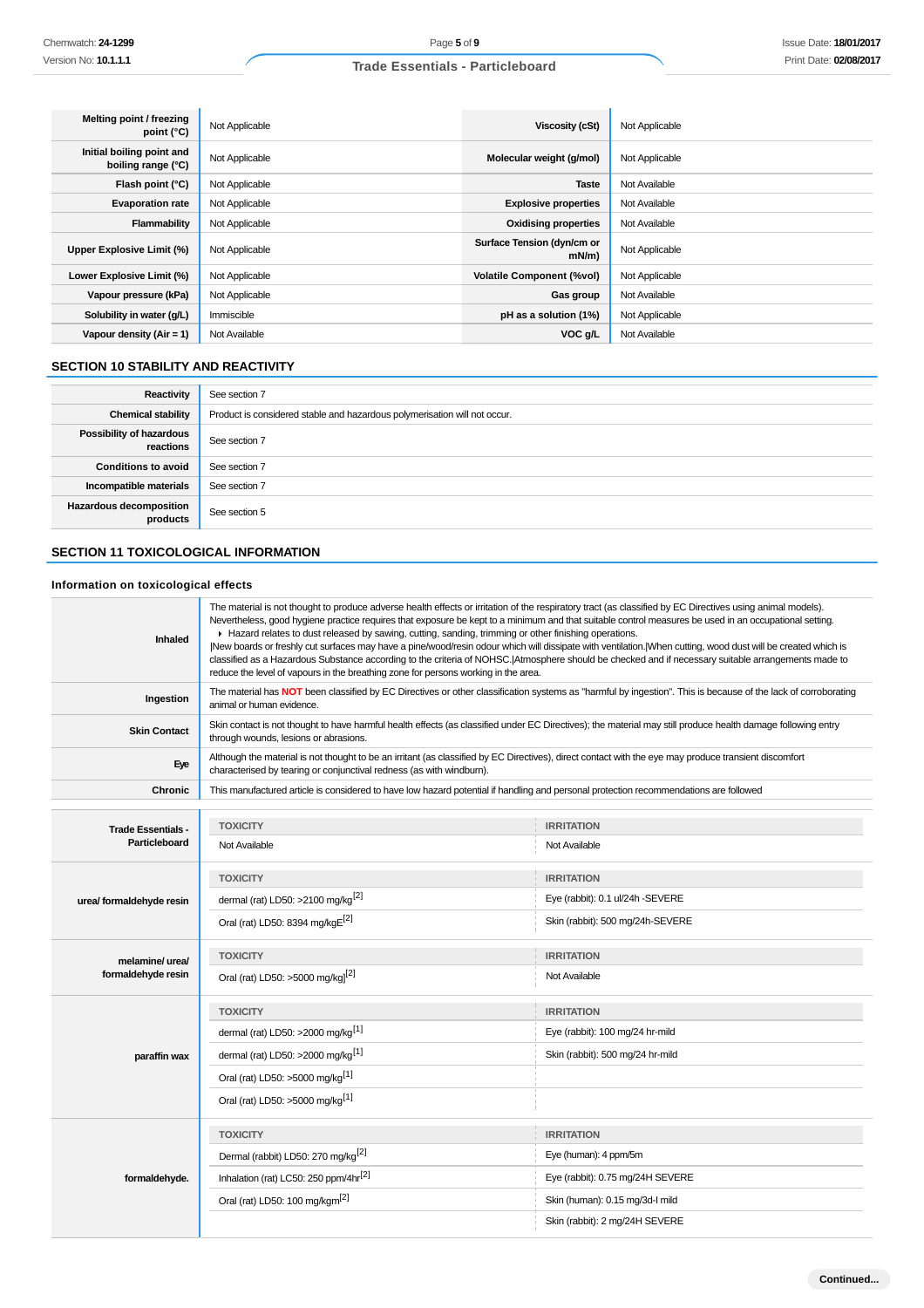| Melting point / freezing point (°C) | Not Applicable | Viscosity (cSt) | Not Applicable |
|---|---|---|---|
| Initial boiling point and boiling range (°C) | Not Applicable | Molecular weight (g/mol) | Not Applicable |
| Flash point (°C) | Not Applicable | Taste | Not Available |
| Evaporation rate | Not Applicable | Explosive properties | Not Available |
| Flammability | Not Applicable | Oxidising properties | Not Available |
| Upper Explosive Limit (%) | Not Applicable | Surface Tension (dyn/cm or mN/m) | Not Applicable |
| Lower Explosive Limit (%) | Not Applicable | Volatile Component (%vol) | Not Applicable |
| Vapour pressure (kPa) | Not Applicable | Gas group | Not Available |
| Solubility in water (g/L) | Immiscible | pH as a solution (1%) | Not Applicable |
| Vapour density (Air = 1) | Not Available | VOC g/L | Not Available |

## SECTION 10 STABILITY AND REACTIVITY

| | |
|---|---|
| Reactivity | See section 7 |
| Chemical stability | Product is considered stable and hazardous polymerisation will not occur. |
| Possibility of hazardous reactions | See section 7 |
| Conditions to avoid | See section 7 |
| Incompatible materials | See section 7 |
| Hazardous decomposition products | See section 5 |

## SECTION 11 TOXICOLOGICAL INFORMATION

### Information on toxicological effects

| | |
|---|---|
| Inhaled | The material is not thought to produce adverse health effects or irritation of the respiratory tract (as classified by EC Directives using animal models). Nevertheless, good hygiene practice requires that exposure be kept to a minimum and that suitable control measures be used in an occupational setting.<br>▸ Hazard relates to dust released by sawing, cutting, sanding, trimming or other finishing operations.<br>\|New boards or freshly cut surfaces may have a pine/wood/resin odour which will dissipate with ventilation.\|When cutting, wood dust will be created which is classified as a Hazardous Substance according to the criteria of NOHSC.\|Atmosphere should be checked and if necessary suitable arrangements made to reduce the level of vapours in the breathing zone for persons working in the area. |
| Ingestion | The material has **NOT** been classified by EC Directives or other classification systems as "harmful by ingestion". This is because of the lack of corroborating animal or human evidence. |
| Skin Contact | Skin contact is not thought to have harmful health effects (as classified under EC Directives); the material may still produce health damage following entry through wounds, lesions or abrasions. |
| Eye | Although the material is not thought to be an irritant (as classified by EC Directives), direct contact with the eye may produce transient discomfort characterised by tearing or conjunctival redness (as with windburn). |
| Chronic | This manufactured article is considered to have low hazard potential if handling and personal protection recommendations are followed |

| | TOXICITY | IRRITATION |
|---|---|---|
| Trade Essentials - Particleboard | Not Available | Not Available |
| urea/ formaldehyde resin | dermal (rat) LD50: >2100 mg/kg[2] | Eye (rabbit): 0.1 ul/24h -SEVERE |
| | Oral (rat) LD50: 8394 mg/kgE[2] | Skin (rabbit): 500 mg/24h-SEVERE |
| melamine/ urea/ formaldehyde resin | Oral (rat) LD50: >5000 mg/kg][2] | Not Available |
| paraffin wax | dermal (rat) LD50: >2000 mg/kg[1] | Eye (rabbit): 100 mg/24 hr-mild |
| | dermal (rat) LD50: >2000 mg/kg[1] | Skin (rabbit): 500 mg/24 hr-mild |
| | Oral (rat) LD50: >5000 mg/kg[1] | |
| | Oral (rat) LD50: >5000 mg/kg[1] | |
| formaldehyde. | Dermal (rabbit) LD50: 270 mg/kg[2] | Eye (human): 4 ppm/5m |
| | Inhalation (rat) LC50: 250 ppm/4hr[2] | Eye (rabbit): 0.75 mg/24H SEVERE |
| | Oral (rat) LD50: 100 mg/kgm[2] | Skin (human): 0.15 mg/3d-I mild |
| | | Skin (rabbit): 2 mg/24H SEVERE |

Continued...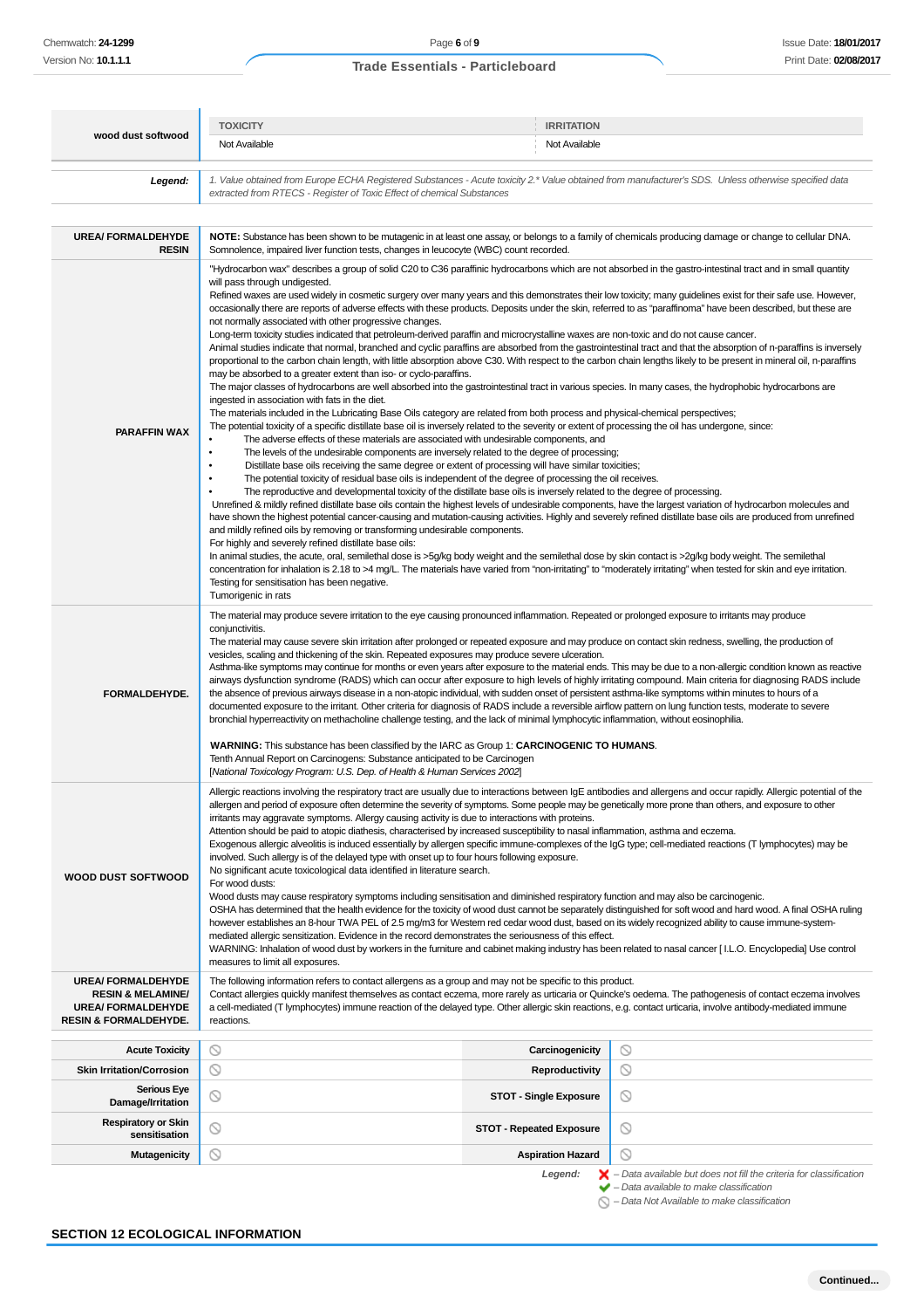| wood dust softwood | TOXICITY | IRRITATION |
|---|---|---|
| | Not Available | Not Available |

| | |
|---|---|
| **Legend:** | *1. Value obtained from Europe ECHA Registered Substances - Acute toxicity 2.\* Value obtained from manufacturer's SDS. Unless otherwise specified data extracted from RTECS - Register of Toxic Effect of chemical Substances* |

| | |
|---|---|
| **UREA/ FORMALDEHYDE RESIN** | **NOTE:** Substance has been shown to be mutagenic in at least one assay, or belongs to a family of chemicals producing damage or change to cellular DNA.<br>Somnolence, impaired liver function tests, changes in leucocyte (WBC) count recorded. |
| **PARAFFIN WAX** | "Hydrocarbon wax" describes a group of solid C20 to C36 paraffinic hydrocarbons which are not absorbed in the gastro-intestinal tract and in small quantity will pass through undigested.<br>Refined waxes are used widely in cosmetic surgery over many years and this demonstrates their low toxicity; many guidelines exist for their safe use. However, occasionally there are reports of adverse effects with these products. Deposits under the skin, referred to as "paraffinoma" have been described, but these are not normally associated with other progressive changes.<br>Long-term toxicity studies indicated that petroleum-derived paraffin and microcrystalline waxes are non-toxic and do not cause cancer.<br>Animal studies indicate that normal, branched and cyclic paraffins are absorbed from the gastrointestinal tract and that the absorption of n-paraffins is inversely proportional to the carbon chain length, with little absorption above C30. With respect to the carbon chain lengths likely to be present in mineral oil, n-paraffins may be absorbed to a greater extent than iso- or cyclo-paraffins.<br>The major classes of hydrocarbons are well absorbed into the gastrointestinal tract in various species. In many cases, the hydrophobic hydrocarbons are ingested in association with fats in the diet.<br>The materials included in the Lubricating Base Oils category are related from both process and physical-chemical perspectives;<br>The potential toxicity of a specific distillate base oil is inversely related to the severity or extent of processing the oil has undergone, since:<br>• The adverse effects of these materials are associated with undesirable components, and<br>• The levels of the undesirable components are inversely related to the degree of processing;<br>• Distillate base oils receiving the same degree or extent of processing will have similar toxicities;<br>• The potential toxicity of residual base oils is independent of the degree of processing the oil receives.<br>• The reproductive and developmental toxicity of the distillate base oils is inversely related to the degree of processing.<br>Unrefined & mildly refined distillate base oils contain the highest levels of undesirable components, have the largest variation of hydrocarbon molecules and have shown the highest potential cancer-causing and mutation-causing activities. Highly and severely refined distillate base oils are produced from unrefined and mildly refined oils by removing or transforming undesirable components.<br>For highly and severely refined distillate base oils:<br>In animal studies, the acute, oral, semilethal dose is >5g/kg body weight and the semilethal dose by skin contact is >2g/kg body weight. The semilethal concentration for inhalation is 2.18 to >4 mg/L. The materials have varied from "non-irritating" to "moderately irritating" when tested for skin and eye irritation.<br>Testing for sensitisation has been negative.<br>Tumorigenic in rats |
| **FORMALDEHYDE.** | The material may produce severe irritation to the eye causing pronounced inflammation. Repeated or prolonged exposure to irritants may produce conjunctivitis.<br>The material may cause severe skin irritation after prolonged or repeated exposure and may produce on contact skin redness, swelling, the production of vesicles, scaling and thickening of the skin. Repeated exposures may produce severe ulceration.<br>Asthma-like symptoms may continue for months or even years after exposure to the material ends. This may be due to a non-allergic condition known as reactive airways dysfunction syndrome (RADS) which can occur after exposure to high levels of highly irritating compound. Main criteria for diagnosing RADS include the absence of previous airways disease in a non-atopic individual, with sudden onset of persistent asthma-like symptoms within minutes to hours of a documented exposure to the irritant. Other criteria for diagnosis of RADS include a reversible airflow pattern on lung function tests, moderate to severe bronchial hyperreactivity on methacholine challenge testing, and the lack of minimal lymphocytic inflammation, without eosinophilia.<br><br>**WARNING:** This substance has been classified by the IARC as Group 1: **CARCINOGENIC TO HUMANS**.<br>Tenth Annual Report on Carcinogens: Substance anticipated to be Carcinogen<br>[*National Toxicology Program: U.S. Dep. of Health & Human Services 2002*] |
| **WOOD DUST SOFTWOOD** | Allergic reactions involving the respiratory tract are usually due to interactions between IgE antibodies and allergens and occur rapidly. Allergic potential of the allergen and period of exposure often determine the severity of symptoms. Some people may be genetically more prone than others, and exposure to other irritants may aggravate symptoms. Allergy causing activity is due to interactions with proteins.<br>Attention should be paid to atopic diathesis, characterised by increased susceptibility to nasal inflammation, asthma and eczema.<br>Exogenous allergic alveolitis is induced essentially by allergen specific immune-complexes of the IgG type; cell-mediated reactions (T lymphocytes) may be involved. Such allergy is of the delayed type with onset up to four hours following exposure.<br>No significant acute toxicological data identified in literature search.<br>For wood dusts:<br>Wood dusts may cause respiratory symptoms including sensitisation and diminished respiratory function and may also be carcinogenic.<br>OSHA has determined that the health evidence for the toxicity of wood dust cannot be separately distinguished for soft wood and hard wood. A final OSHA ruling however establishes an 8-hour TWA PEL of 2.5 mg/m3 for Western red cedar wood dust, based on its widely recognized ability to cause immune-system-mediated allergic sensitization. Evidence in the record demonstrates the seriousness of this effect.<br>WARNING: Inhalation of wood dust by workers in the furniture and cabinet making industry has been related to nasal cancer [ I.L.O. Encyclopedia] Use control measures to limit all exposures. |
| **UREA/ FORMALDEHYDE RESIN & MELAMINE/ UREA/ FORMALDEHYDE RESIN & FORMALDEHYDE.** | The following information refers to contact allergens as a group and may not be specific to this product.<br>Contact allergies quickly manifest themselves as contact eczema, more rarely as urticaria or Quincke's oedema. The pathogenesis of contact eczema involves a cell-mediated (T lymphocytes) immune reaction of the delayed type. Other allergic skin reactions, e.g. contact urticaria, involve antibody-mediated immune reactions. |

| | | | |
|---|---|---|---|
| **Acute Toxicity** | ⊘ | **Carcinogenicity** | ⊘ |
| **Skin Irritation/Corrosion** | ⊘ | **Reproductivity** | ⊘ |
| **Serious Eye Damage/Irritation** | ⊘ | **STOT - Single Exposure** | ⊘ |
| **Respiratory or Skin sensitisation** | ⊘ | **STOT - Repeated Exposure** | ⊘ |
| **Mutagenicity** | ⊘ | **Aspiration Hazard** | ⊘ |

*Legend:*
- ✘ *– Data available but does not fill the criteria for classification*
- ✔ *– Data available to make classification*
- ⊘ *– Data Not Available to make classification*

## SECTION 12 ECOLOGICAL INFORMATION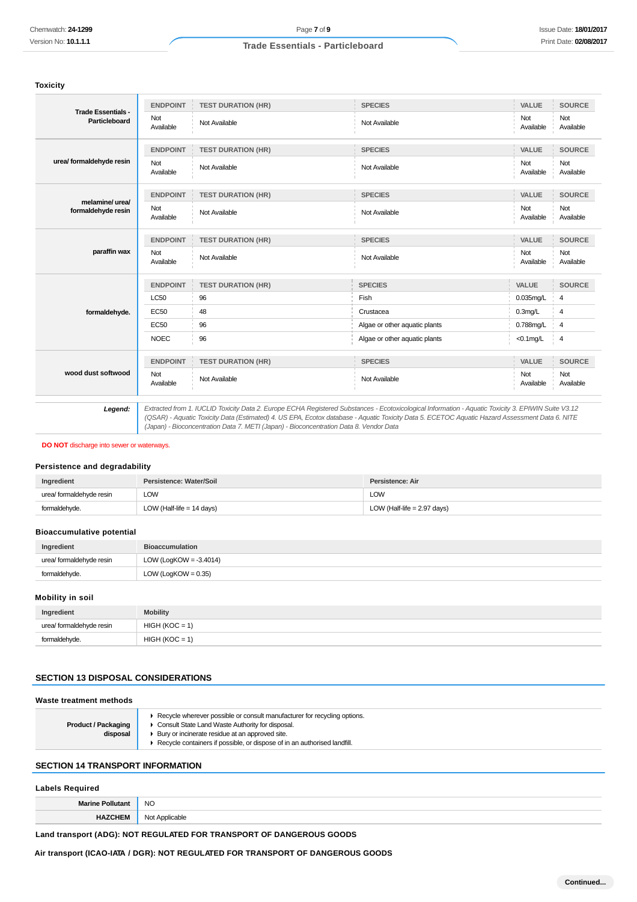### Toxicity

| | ENDPOINT | TEST DURATION (HR) | SPECIES | VALUE | SOURCE |
|---|---|---|---|---|---|
| **Trade Essentials - Particleboard** | Not Available | Not Available | Not Available | Not Available | Not Available |

| | ENDPOINT | TEST DURATION (HR) | SPECIES | VALUE | SOURCE |
|---|---|---|---|---|---|
| **urea/ formaldehyde resin** | Not Available | Not Available | Not Available | Not Available | Not Available |

| | ENDPOINT | TEST DURATION (HR) | SPECIES | VALUE | SOURCE |
|---|---|---|---|---|---|
| **melamine/ urea/ formaldehyde resin** | Not Available | Not Available | Not Available | Not Available | Not Available |

| | ENDPOINT | TEST DURATION (HR) | SPECIES | VALUE | SOURCE |
|---|---|---|---|---|---|
| **paraffin wax** | Not Available | Not Available | Not Available | Not Available | Not Available |

| | ENDPOINT | TEST DURATION (HR) | SPECIES | VALUE | SOURCE |
|---|---|---|---|---|---|
| **formaldehyde.** | LC50 | 96 | Fish | 0.035mg/L | 4 |
| | EC50 | 48 | Crustacea | 0.3mg/L | 4 |
| | EC50 | 96 | Algae or other aquatic plants | 0.788mg/L | 4 |
| | NOEC | 96 | Algae or other aquatic plants | <0.1mg/L | 4 |

| | ENDPOINT | TEST DURATION (HR) | SPECIES | VALUE | SOURCE |
|---|---|---|---|---|---|
| **wood dust softwood** | Not Available | Not Available | Not Available | Not Available | Not Available |

**Legend:** *Extracted from 1. IUCLID Toxicity Data 2. Europe ECHA Registered Substances - Ecotoxicological Information - Aquatic Toxicity 3. EPIWIN Suite V3.12 (QSAR) - Aquatic Toxicity Data (Estimated) 4. US EPA, Ecotox database - Aquatic Toxicity Data 5. ECETOC Aquatic Hazard Assessment Data 6. NITE (Japan) - Bioconcentration Data 7. METI (Japan) - Bioconcentration Data 8. Vendor Data*

**DO NOT** discharge into sewer or waterways.

### Persistence and degradability

| Ingredient | Persistence: Water/Soil | Persistence: Air |
|---|---|---|
| urea/ formaldehyde resin | LOW | LOW |
| formaldehyde. | LOW (Half-life = 14 days) | LOW (Half-life = 2.97 days) |

### Bioaccumulative potential

| Ingredient | Bioaccumulation |
|---|---|
| urea/ formaldehyde resin | LOW (LogKOW = -3.4014) |
| formaldehyde. | LOW (LogKOW = 0.35) |

### Mobility in soil

| Ingredient | Mobility |
|---|---|
| urea/ formaldehyde resin | HIGH (KOC = 1) |
| formaldehyde. | HIGH (KOC = 1) |

## SECTION 13 DISPOSAL CONSIDERATIONS

### Waste treatment methods

| | |
|---|---|
| **Product / Packaging disposal** | ▸ Recycle wherever possible or consult manufacturer for recycling options.<br>▸ Consult State Land Waste Authority for disposal.<br>▸ Bury or incinerate residue at an approved site.<br>▸ Recycle containers if possible, or dispose of in an authorised landfill. |

## SECTION 14 TRANSPORT INFORMATION

### Labels Required

| | |
|---|---|
| **Marine Pollutant** | NO |
| **HAZCHEM** | Not Applicable |

**Land transport (ADG): NOT REGULATED FOR TRANSPORT OF DANGEROUS GOODS**

**Air transport (ICAO-IATA / DGR): NOT REGULATED FOR TRANSPORT OF DANGEROUS GOODS**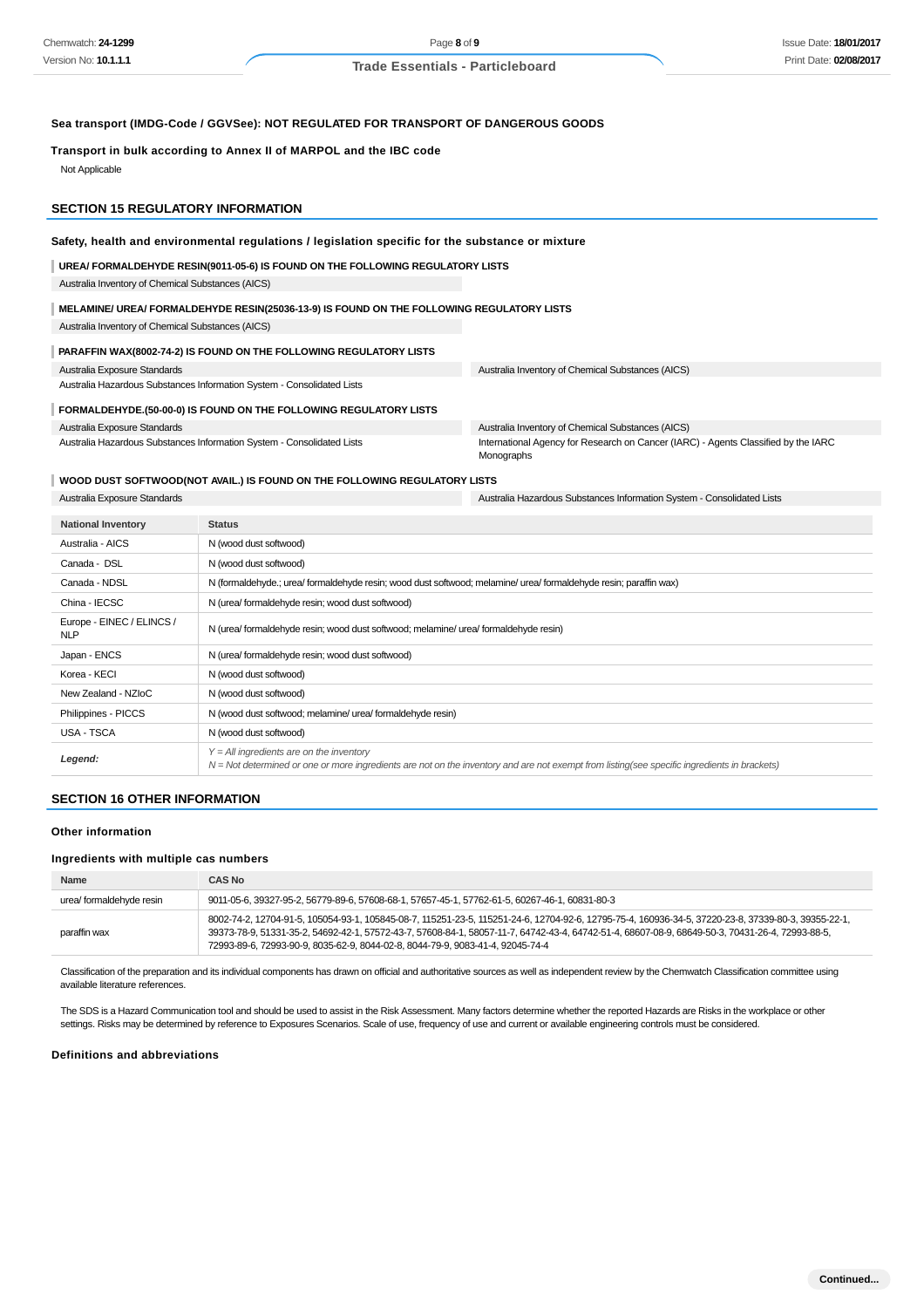**Sea transport (IMDG-Code / GGVSee): NOT REGULATED FOR TRANSPORT OF DANGEROUS GOODS**

**Transport in bulk according to Annex II of MARPOL and the IBC code**

Not Applicable

## SECTION 15 REGULATORY INFORMATION

### Safety, health and environmental regulations / legislation specific for the substance or mixture

**UREA/ FORMALDEHYDE RESIN(9011-05-6) IS FOUND ON THE FOLLOWING REGULATORY LISTS**

Australia Inventory of Chemical Substances (AICS)

**MELAMINE/ UREA/ FORMALDEHYDE RESIN(25036-13-9) IS FOUND ON THE FOLLOWING REGULATORY LISTS**

Australia Inventory of Chemical Substances (AICS)

**PARAFFIN WAX(8002-74-2) IS FOUND ON THE FOLLOWING REGULATORY LISTS**

| | |
|---|---|
| Australia Exposure Standards | Australia Inventory of Chemical Substances (AICS) |
| Australia Hazardous Substances Information System - Consolidated Lists | |

**FORMALDEHYDE.(50-00-0) IS FOUND ON THE FOLLOWING REGULATORY LISTS**

| | |
|---|---|
| Australia Exposure Standards | Australia Inventory of Chemical Substances (AICS) |
| Australia Hazardous Substances Information System - Consolidated Lists | International Agency for Research on Cancer (IARC) - Agents Classified by the IARC Monographs |

**WOOD DUST SOFTWOOD(NOT AVAIL.) IS FOUND ON THE FOLLOWING REGULATORY LISTS**

| | |
|---|---|
| Australia Exposure Standards | Australia Hazardous Substances Information System - Consolidated Lists |

| National Inventory | Status |
|---|---|
| Australia - AICS | N (wood dust softwood) |
| Canada - DSL | N (wood dust softwood) |
| Canada - NDSL | N (formaldehyde.; urea/ formaldehyde resin; wood dust softwood; melamine/ urea/ formaldehyde resin; paraffin wax) |
| China - IECSC | N (urea/ formaldehyde resin; wood dust softwood) |
| Europe - EINEC / ELINCS / NLP | N (urea/ formaldehyde resin; wood dust softwood; melamine/ urea/ formaldehyde resin) |
| Japan - ENCS | N (urea/ formaldehyde resin; wood dust softwood) |
| Korea - KECI | N (wood dust softwood) |
| New Zealand - NZIoC | N (wood dust softwood) |
| Philippines - PICCS | N (wood dust softwood; melamine/ urea/ formaldehyde resin) |
| USA - TSCA | N (wood dust softwood) |
| ***Legend:*** | *Y = All ingredients are on the inventory*<br>*N = Not determined or one or more ingredients are not on the inventory and are not exempt from listing(see specific ingredients in brackets)* |

## SECTION 16 OTHER INFORMATION

### Other information

### Ingredients with multiple cas numbers

| Name | CAS No |
|---|---|
| urea/ formaldehyde resin | 9011-05-6, 39327-95-2, 56779-89-6, 57608-68-1, 57657-45-1, 57762-61-5, 60267-46-1, 60831-80-3 |
| paraffin wax | 8002-74-2, 12704-91-5, 105054-93-1, 105845-08-7, 115251-23-5, 115251-24-6, 12704-92-6, 12795-75-4, 160936-34-5, 37220-23-8, 37339-80-3, 39355-22-1, 39373-78-9, 51331-35-2, 54692-42-1, 57572-43-7, 57608-84-1, 58057-11-7, 64742-43-4, 64742-51-4, 68607-08-9, 68649-50-3, 70431-26-4, 72993-88-5, 72993-89-6, 72993-90-9, 8035-62-9, 8044-02-8, 8044-79-9, 9083-41-4, 92045-74-4 |

Classification of the preparation and its individual components has drawn on official and authoritative sources as well as independent review by the Chemwatch Classification committee using available literature references.

The SDS is a Hazard Communication tool and should be used to assist in the Risk Assessment. Many factors determine whether the reported Hazards are Risks in the workplace or other settings. Risks may be determined by reference to Exposures Scenarios. Scale of use, frequency of use and current or available engineering controls must be considered.

### Definitions and abbreviations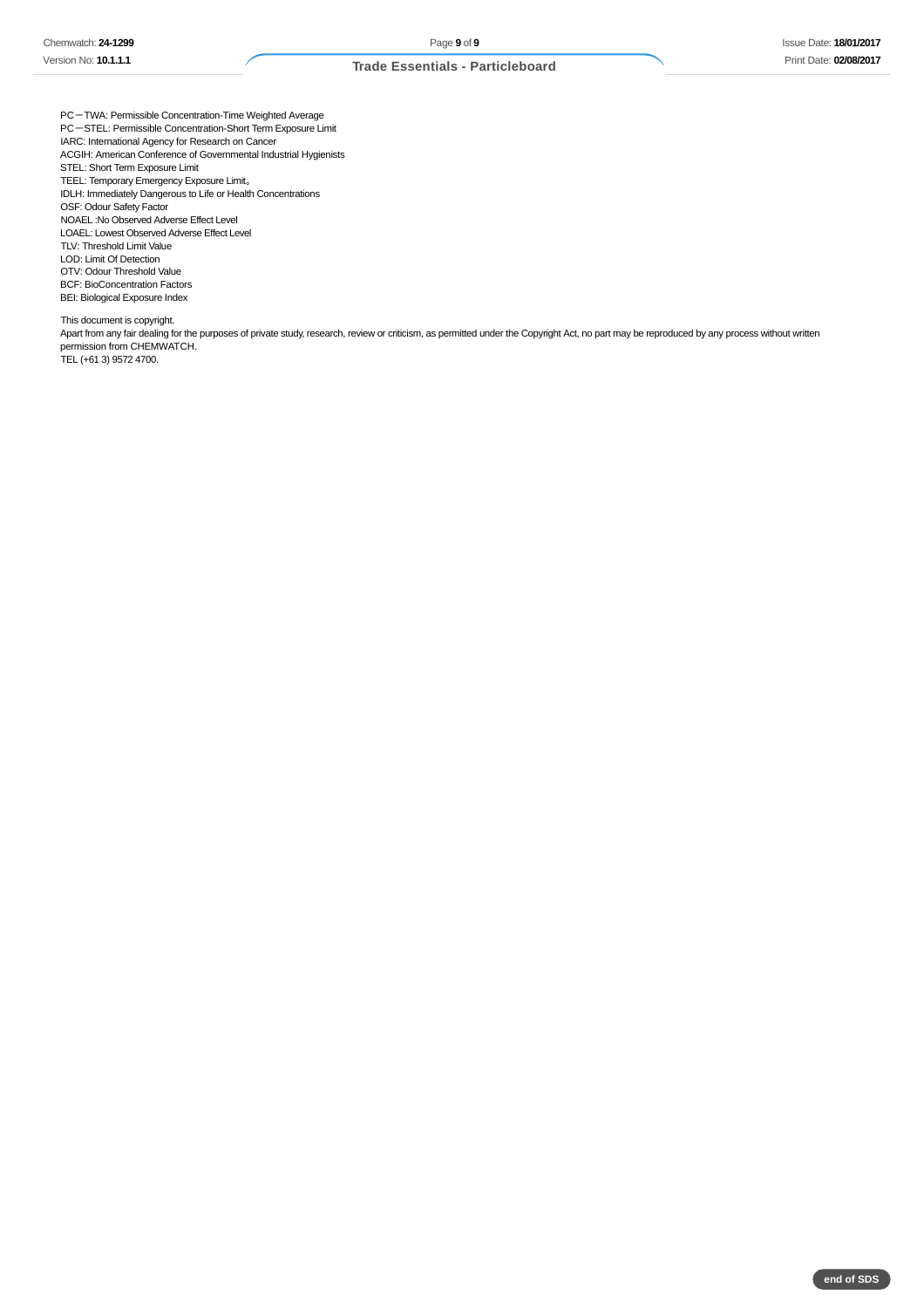PC－TWA: Permissible Concentration-Time Weighted Average
PC－STEL: Permissible Concentration-Short Term Exposure Limit
IARC: International Agency for Research on Cancer
ACGIH: American Conference of Governmental Industrial Hygienists
STEL: Short Term Exposure Limit
TEEL: Temporary Emergency Exposure Limit。
IDLH: Immediately Dangerous to Life or Health Concentrations
OSF: Odour Safety Factor
NOAEL :No Observed Adverse Effect Level
LOAEL: Lowest Observed Adverse Effect Level
TLV: Threshold Limit Value
LOD: Limit Of Detection
OTV: Odour Threshold Value
BCF: BioConcentration Factors
BEI: Biological Exposure Index

This document is copyright.
Apart from any fair dealing for the purposes of private study, research, review or criticism, as permitted under the Copyright Act, no part may be reproduced by any process without written permission from CHEMWATCH.
TEL (+61 3) 9572 4700.

**end of SDS**